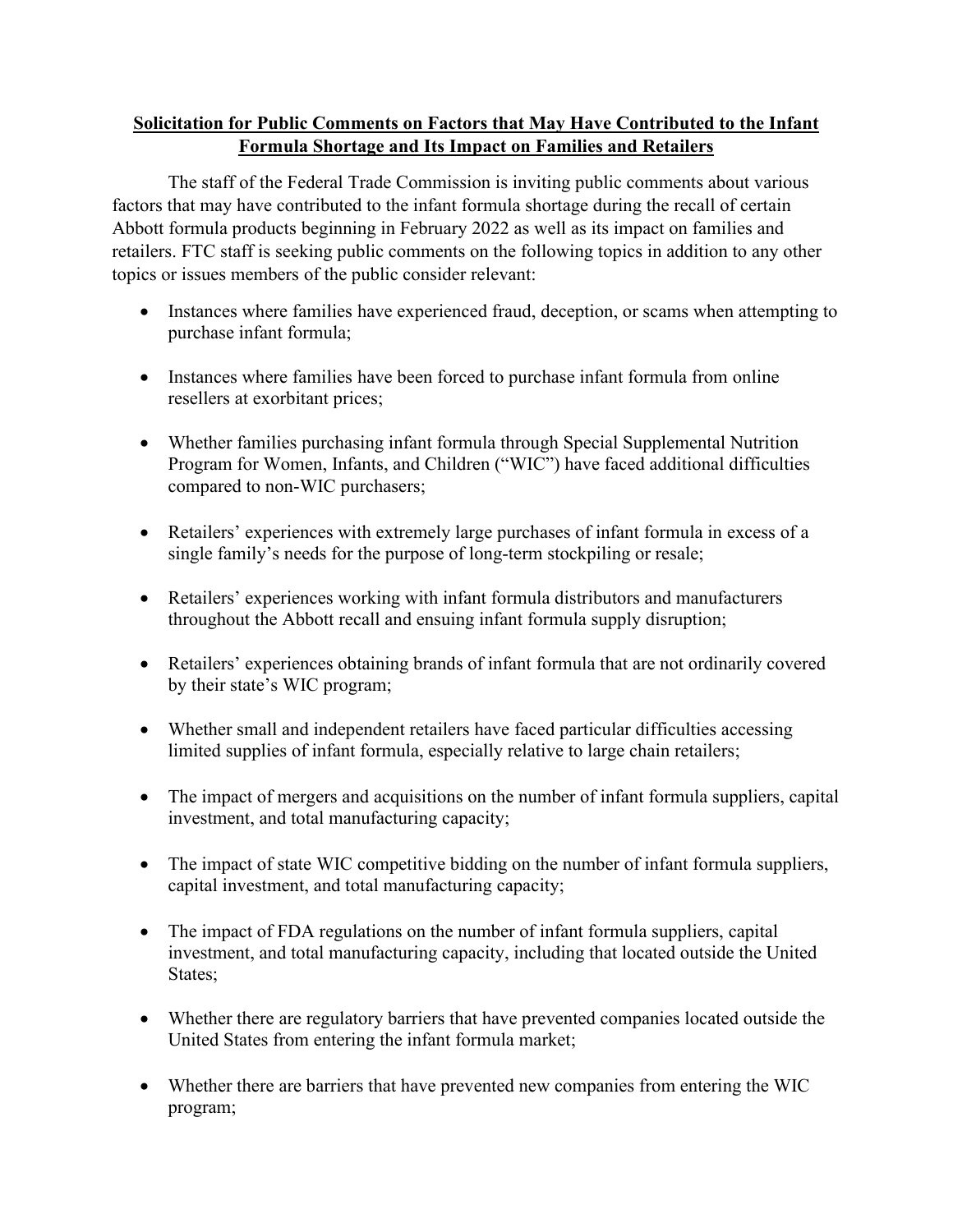**Solicitation for Public Comments on Factors that May Have Contributed to the Infant Formula Shortage and Its Impact on Families and Retailers**

The staff of the Federal Trade Commission is inviting public comments about various factors that may have contributed to the infant formula shortage during the recall of certain Abbott formula products beginning in February 2022 as well as its impact on families and retailers. FTC staff is seeking public comments on the following topics in addition to any other topics or issues members of the public consider relevant:

- Instances where families have experienced fraud, deception, or scams when attempting to purchase infant formula;
- Instances where families have been forced to purchase infant formula from online resellers at exorbitant prices;
- Whether families purchasing infant formula through Special Supplemental Nutrition Program for Women, Infants, and Children ("WIC") have faced additional difficulties compared to non-WIC purchasers;
- Retailers' experiences with extremely large purchases of infant formula in excess of a single family's needs for the purpose of long-term stockpiling or resale;
- Retailers' experiences working with infant formula distributors and manufacturers throughout the Abbott recall and ensuing infant formula supply disruption;
- Retailers' experiences obtaining brands of infant formula that are not ordinarily covered by their state's WIC program;
- Whether small and independent retailers have faced particular difficulties accessing limited supplies of infant formula, especially relative to large chain retailers;
- The impact of mergers and acquisitions on the number of infant formula suppliers, capital investment, and total manufacturing capacity;
- The impact of state WIC competitive bidding on the number of infant formula suppliers, capital investment, and total manufacturing capacity;
- The impact of FDA regulations on the number of infant formula suppliers, capital investment, and total manufacturing capacity, including that located outside the United States;
- Whether there are regulatory barriers that have prevented companies located outside the United States from entering the infant formula market;
- Whether there are barriers that have prevented new companies from entering the WIC program;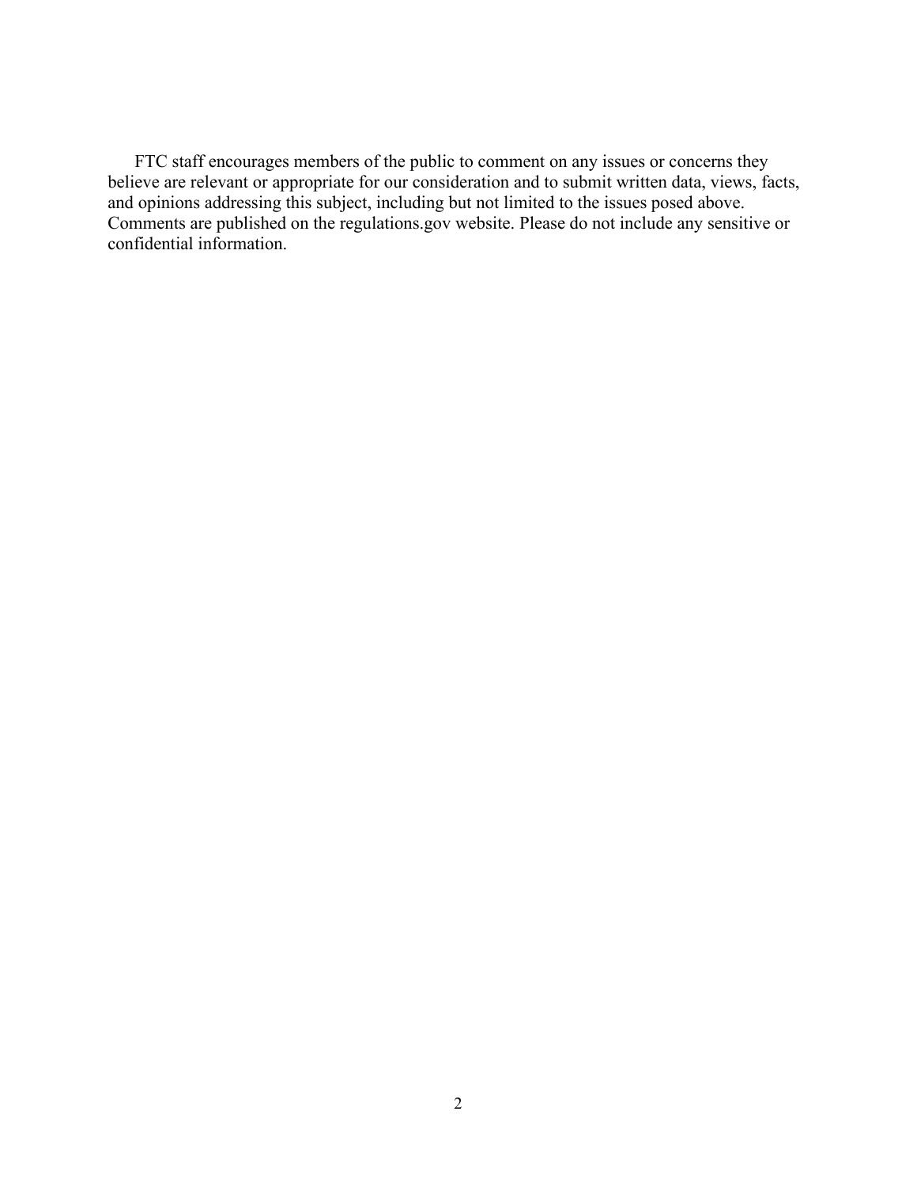FTC staff encourages members of the public to comment on any issues or concerns they believe are relevant or appropriate for our consideration and to submit written data, views, facts, and opinions addressing this subject, including but not limited to the issues posed above. Comments are published on the regulations.gov website. Please do not include any sensitive or confidential information.